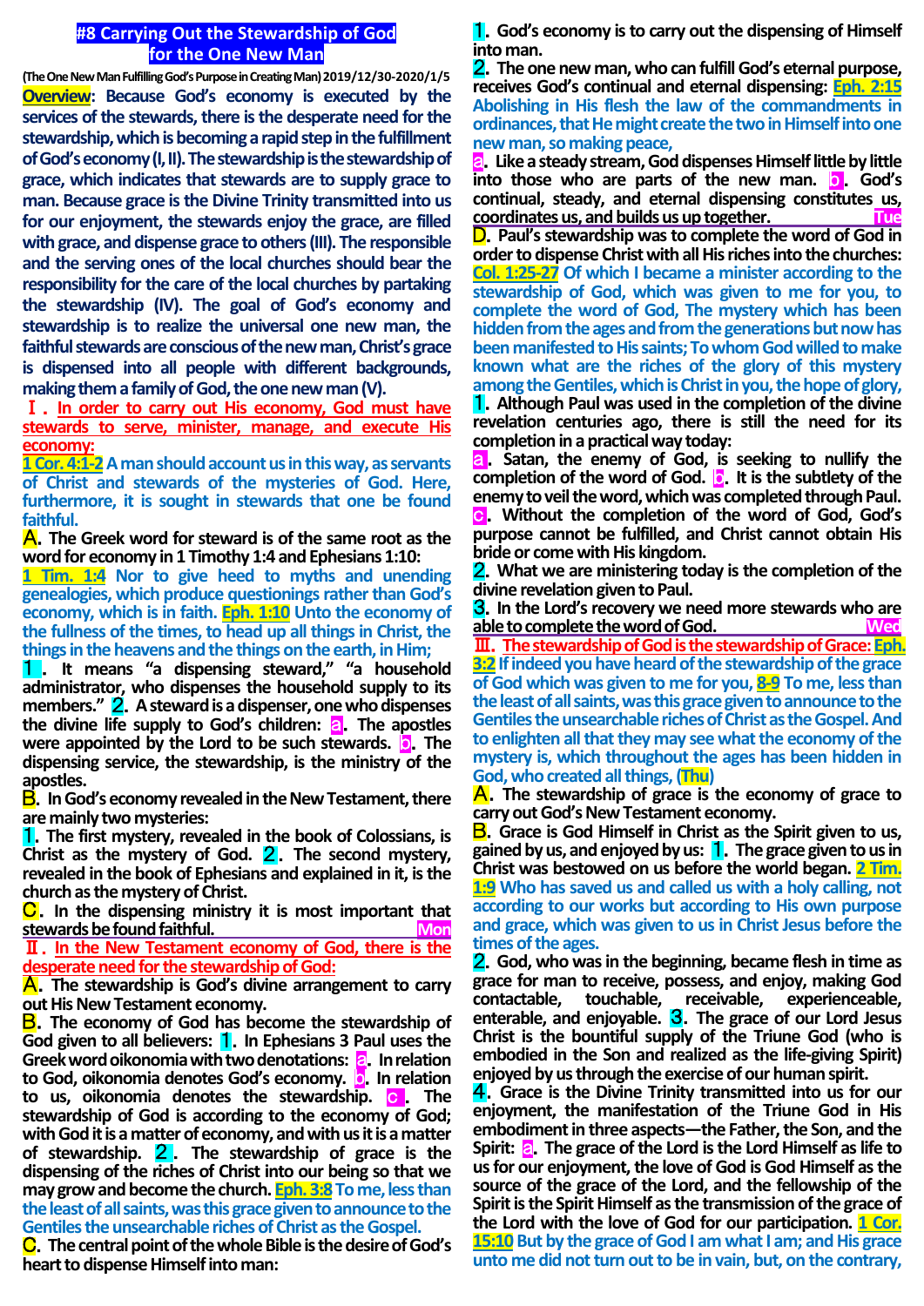# #8 Carrying Out the Stewardship of God for the One New Man

**(The One New Man Fulfilling God's Purpose in Creating Man) 2019/12/30-2020/1/5**

**Overview: Because God's economy is executed by the services of the stewards, there is the desperate need for the stewardship, which is becoming a rapid step in the fulfillment of God's economy (I, II). The stewardship is the stewardship of grace, which indicates that stewards are to supply grace to man. Because grace is the Divine Trinity transmitted into us for our enjoyment, the stewards enjoy the grace, are filled with grace, and dispense grace to others (III). The responsible and the serving ones of the local churches should bear the responsibility for the care of the local churches by partaking the stewardship (IV). The goal of God's economy and stewardship is to realize the universal one new man, the faithful stewards are conscious of the new man, Christ's grace is dispensed into all people with different backgrounds, making them a family of God, the one new man (V).**

## Ⅰ. In order to carry out His economy, God must have stewards to serve, minister, manage, and execute His economy:

**1 Cor. 4:1-2 A man should account us in this way, as servants of Christ and stewards of the mysteries of God. Here, furthermore, it is sought in stewards that one be found faithful.**

**A. The Greek word for steward is of the same root as the word for economy in 1 Timothy 1:4 and Ephesians 1:10:**

**1 Tim. 1:4 Nor to give heed to myths and unending genealogies, which produce questionings rather than God's economy, which is in faith. Eph. 1:10 Unto the economy of the fullness of the times, to head up all things in Christ, the things in the heavens and the things on the earth, in Him;**

**1. It means "a dispensing steward," "a household administrator, who dispenses the household supply to its members." 2. A steward is a dispenser, one who dispenses the divine life supply to God's children: a. The apostles were appointed by the Lord to be such stewards. b. The dispensing service, the stewardship, is the ministry of the apostles.**

**B. In God's economy revealed in the New Testament, there are mainly two mysteries:**

**1. The first mystery, revealed in the book of Colossians, is Christ as the mystery of God. 2. The second mystery, revealed in the book of Ephesians and explained in it, is the church as the mystery of Christ.**

**C. In the dispensing ministry it is most important that stewards be found faithful.** Mon

## Ⅱ. In the New Testament economy of God, there is the desperate need for the stewardship of God:

**A. The stewardship is God's divine arrangement to carry out His New Testament economy.**

**B. The economy of God has become the stewardship of God given to all believers: 1. In Ephesians 3 Paul uses the Greek word oikonomia with two denotations: a. In relation to God, oikonomia denotes God's economy. b. In relation to us, oikonomia denotes the stewardship. c. The stewardship of God is according to the economy of God; with God it is a matter of economy, and with us it is a matter of stewardship. 2. The stewardship of grace is the dispensing of the riches of Christ into our being so that we may grow and become the church. Eph. 3:8 To me, less than the least of all saints, was this grace given to announce to the Gentiles the unsearchable riches of Christ as the Gospel.**

**C. The central point of the whole Bible is the desire of God's heart to dispense Himself into man:**

**1. God's economy is to carry out the dispensing of Himself into man.**

**2. The one new man, who can fulfill God's eternal purpose, receives God's continual and eternal dispensing: Eph. 2:15 Abolishing in His flesh the law of the commandments in ordinances, that He might create the two in Himself into one new man, so making peace,**

**a. Like a steady stream, God dispenses Himself little by little into those who are parts of the new man. b. God's continual, steady, and eternal dispensing constitutes us, coordinates us, and builds us up together.** Tue

**D. Paul's stewardship was to complete the word of God in order to dispense Christ with all His riches into the churches: Col. 1:25-27 Of which I became a minister according to the stewardship of God, which was given to me for you, to complete the word of God, The mystery which has been hidden from the ages and from the generations but now has been manifested to His saints; To whom God willed to make known what are the riches of the glory of this mystery among the Gentiles, which is Christ in you, the hope of glory,**

**1. Although Paul was used in the completion of the divine revelation centuries ago, there is still the need for its completion in a practical way today:**

**a. Satan, the enemy of God, is seeking to nullify the completion of the word of God. b. It is the subtlety of the enemy to veil the word, which was completed through Paul. c. Without the completion of the word of God, God's purpose cannot be fulfilled, and Christ cannot obtain His bride or come with His kingdom.**

**2. What we are ministering today is the completion of the divine revelation given to Paul.**

**3. In the Lord's recovery we need more stewards who are able to complete the word of God.** Wed

## Ⅲ. The stewardship of God is the stewardship of Grace: Eph. 3:2 If indeed you have heard of the stewardship of the grace of God which was given to me for you, 8-9 To me, less than the least of all saints, was this grace given to announce to the Gentiles the unsearchable riches of Christ as the Gospel. And to enlighten all that they may see what the economy of the mystery is, which throughout the ages has been hidden in God, who created all things, (Thu)

**A. The stewardship of grace is the economy of grace to carry out God's New Testament economy.**

**B. Grace is God Himself in Christ as the Spirit given to us, gained by us, and enjoyed by us: 1. The grace given to us in Christ was bestowed on us before the world began. 2 Tim. 1:9 Who has saved us and called us with a holy calling, not according to our works but according to His own purpose and grace, which was given to us in Christ Jesus before the times of the ages.**

**2. God, who was in the beginning, became flesh in time as grace for man to receive, possess, and enjoy, making God contactable, touchable, receivable, experienceable, enterable, and enjoyable. 3. The grace of our Lord Jesus Christ is the bountiful supply of the Triune God (who is embodied in the Son and realized as the life-giving Spirit) enjoyed by us through the exercise of our human spirit.**

**4. Grace is the Divine Trinity transmitted into us for our enjoyment, the manifestation of the Triune God in His embodiment in three aspects—the Father, the Son, and the Spirit: a. The grace of the Lord is the Lord Himself as life to us for our enjoyment, the love of God is God Himself as the source of the grace of the Lord, and the fellowship of the Spirit is the Spirit Himself as the transmission of the grace of the Lord with the love of God for our participation. 1 Cor. 15:10 But by the grace of God I am what I am; and His grace unto me did not turn out to be in vain, but, on the contrary,**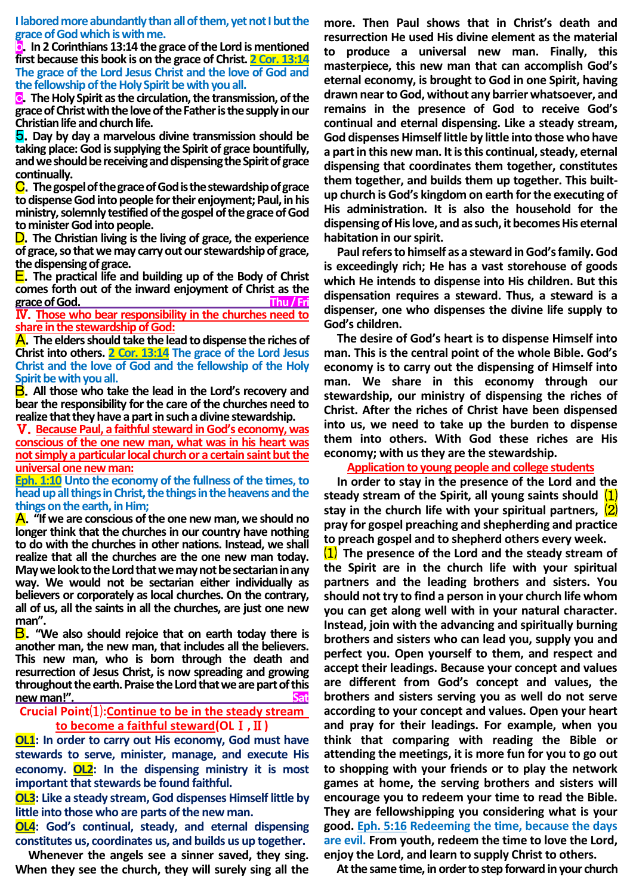I labored more abundantly than all of them, yet not I but the grace of God which is with me.

b. In 2 Corinthians 13:14 the grace of the Lord is mentioned first because this book is on the grace of Christ. 2 Cor. 13:14 The grace of the Lord Jesus Christ and the love of God and the fellowship of the Holy Spirit be with you all.

c. The Holy Spirit as the circulation, the transmission, of the grace of Christ with the love of the Father is the supply in our Christian life and church life.

5. Day by day a marvelous divine transmission should be taking place: God is supplying the Spirit of grace bountifully, and we should be receiving and dispensing the Spirit of grace continually.

C. The gospel of the grace of God is the stewardship of grace to dispense God into people for their enjoyment; Paul, in his ministry, solemnly testified of the gospel of the grace of God to minister God into people.

D. The Christian living is the living of grace, the experience of grace, so that we may carry out our stewardship of grace, the dispensing of grace.

E. The practical life and building up of the Body of Christ comes forth out of the inward enjoyment of Christ as the grace of God. Thu / Fri

## Ⅳ. Those who bear responsibility in the churches need to share in the stewardship of God:

A. The elders should take the lead to dispense the riches of Christ into others. 2 Cor. 13:14 The grace of the Lord Jesus Christ and the love of God and the fellowship of the Holy Spirit be with you all.

B. All those who take the lead in the Lord's recovery and bear the responsibility for the care of the churches need to realize that they have a part in such a divine stewardship.

## Ⅴ. Because Paul, a faithful steward in God's economy, was conscious of the one new man, what was in his heart was not simply a particular local church or a certain saint but the universal one new man:

Eph. 1:10 Unto the economy of the fullness of the times, to head up all things in Christ, the things in the heavens and the things on the earth, in Him;

A. "If we are conscious of the one new man, we should no longer think that the churches in our country have nothing to do with the churches in other nations. Instead, we shall realize that all the churches are the one new man today. May we look to the Lord that we may not be sectarian in any way. We would not be sectarian either individually as believers or corporately as local churches. On the contrary, all of us, all the saints in all the churches, are just one new man".

B. "We also should rejoice that on earth today there is another man, the new man, that includes all the believers. This new man, who is born through the death and resurrection of Jesus Christ, is now spreading and growing throughout the earth. Praise the Lord that we are part of this new man!". Sat

## Crucial Point⑴: Continue to be in the steady stream to become a faithful steward (OL Ⅰ, Ⅱ)

**OL1**: In order to carry out His economy, God must have stewards to serve, minister, manage, and execute His economy. **OL2**: In the dispensing ministry it is most important that stewards be found faithful.

**OL3**: Like a steady stream, God dispenses Himself little by little into those who are parts of the new man.

**OL4**: God's continual, steady, and eternal dispensing constitutes us, coordinates us, and builds us up together.

Whenever the angels see a sinner saved, they sing. When they see the church, they will surely sing all the more. Then Paul shows that in Christ's death and resurrection He used His divine element as the material to produce a universal new man. Finally, this masterpiece, this new man that can accomplish God's eternal economy, is brought to God in one Spirit, having drawn near to God, without any barrier whatsoever, and remains in the presence of God to receive God's continual and eternal dispensing. Like a steady stream, God dispenses Himself little by little into those who have a part in this new man. It is this continual, steady, eternal dispensing that coordinates them together, constitutes them together, and builds them up together. This built-up church is God's kingdom on earth for the executing of His administration. It is also the household for the dispensing of His love, and as such, it becomes His eternal habitation in our spirit.

Paul refers to himself as a steward in God's family. God is exceedingly rich; He has a vast storehouse of goods which He intends to dispense into His children. But this dispensation requires a steward. Thus, a steward is a dispenser, one who dispenses the divine life supply to God's children.

The desire of God's heart is to dispense Himself into man. This is the central point of the whole Bible. God's economy is to carry out the dispensing of Himself into man. We share in this economy through our stewardship, our ministry of dispensing the riches of Christ. After the riches of Christ have been dispensed into us, we need to take up the burden to dispense them into others. With God these riches are His economy; with us they are the stewardship.

### Application to young people and college students

In order to stay in the presence of the Lord and the steady stream of the Spirit, all young saints should ⑴ stay in the church life with your spiritual partners, ⑵ pray for gospel preaching and shepherding and practice to preach gospel and to shepherd others every week.

⑴ The presence of the Lord and the steady stream of the Spirit are in the church life with your spiritual partners and the leading brothers and sisters. You should not try to find a person in your church life whom you can get along well with in your natural character. Instead, join with the advancing and spiritually burning brothers and sisters who can lead you, supply you and perfect you. Open yourself to them, and respect and accept their leadings. Because your concept and values are different from God's concept and values, the brothers and sisters serving you as well do not serve according to your concept and values. Open your heart and pray for their leadings. For example, when you think that comparing with reading the Bible or attending the meetings, it is more fun for you to go out to shopping with your friends or to play the network games at home, the serving brothers and sisters will encourage you to redeem your time to read the Bible. They are fellowshipping you considering what is your good. Eph. 5:16 Redeeming the time, because the days are evil. From youth, redeem the time to love the Lord, enjoy the Lord, and learn to supply Christ to others.

At the same time, in order to step forward in your church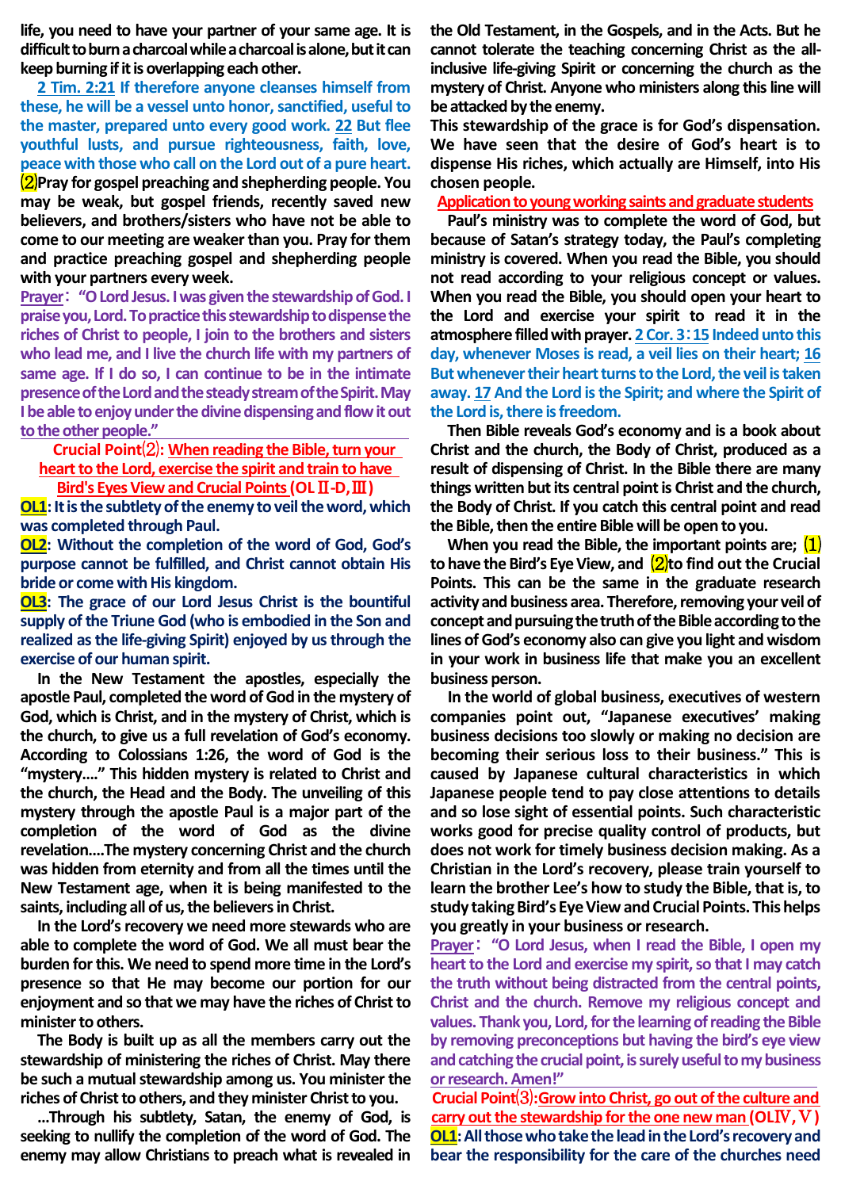life, you need to have your partner of your same age. It is difficult to burn a charcoal while a charcoal is alone, but it can keep burning if it is overlapping each other.

**2 Tim. 2:21 If therefore anyone cleanses himself from these, he will be a vessel unto honor, sanctified, useful to the master, prepared unto every good work. 22 But flee youthful lusts, and pursue righteousness, faith, love, peace with those who call on the Lord out of a pure heart.**

⑵**Pray for gospel preaching and shepherding people.** You may be weak, but gospel friends, recently saved new believers, and brothers/sisters who have not be able to come to our meeting are weaker than you. Pray for them and practice preaching gospel and shepherding people with your partners every week.

**Prayer: "O Lord Jesus. I was given the stewardship of God. I praise you, Lord. To practice this stewardship to dispense the riches of Christ to people, I join to the brothers and sisters who lead me, and I live the church life with my partners of same age. If I do so, I can continue to be in the intimate presence of the Lord and the steady stream of the Spirit. May I be able to enjoy under the divine dispensing and flow it out to the other people."**

## Crucial Point⑵: When reading the Bible, turn your heart to the Lord, exercise the spirit and train to have Bird's Eyes View and Crucial Points (OL Ⅱ-D,Ⅲ)

**OL1: It is the subtlety of the enemy to veil the word, which was completed through Paul.**

**OL2: Without the completion of the word of God, God's purpose cannot be fulfilled, and Christ cannot obtain His bride or come with His kingdom.**

**OL3: The grace of our Lord Jesus Christ is the bountiful supply of the Triune God (who is embodied in the Son and realized as the life-giving Spirit) enjoyed by us through the exercise of our human spirit.**

In the New Testament the apostles, especially the apostle Paul, completed the word of God in the mystery of God, which is Christ, and in the mystery of Christ, which is the church, to give us a full revelation of God's economy. According to Colossians 1:26, the word of God is the "mystery...." This hidden mystery is related to Christ and the church, the Head and the Body. The unveiling of this mystery through the apostle Paul is a major part of the completion of the word of God as the divine revelation....The mystery concerning Christ and the church was hidden from eternity and from all the times until the New Testament age, when it is being manifested to the saints, including all of us, the believers in Christ.

In the Lord's recovery we need more stewards who are able to complete the word of God. We all must bear the burden for this. We need to spend more time in the Lord's presence so that He may become our portion for our enjoyment and so that we may have the riches of Christ to minister to others.

The Body is built up as all the members carry out the stewardship of ministering the riches of Christ. May there be such a mutual stewardship among us. You minister the riches of Christ to others, and they minister Christ to you.

...Through his subtlety, Satan, the enemy of God, is seeking to nullify the completion of the word of God. The enemy may allow Christians to preach what is revealed in the Old Testament, in the Gospels, and in the Acts. But he cannot tolerate the teaching concerning Christ as the all-inclusive life-giving Spirit or concerning the church as the mystery of Christ. Anyone who ministers along this line will be attacked by the enemy.

This stewardship of the grace is for God's dispensation. We have seen that the desire of God's heart is to dispense His riches, which actually are Himself, into His chosen people.

**Application to young working saints and graduate students**

Paul's ministry was to complete the word of God, but because of Satan's strategy today, the Paul's completing ministry is covered. When you read the Bible, you should not read according to your religious concept or values. When you read the Bible, you should open your heart to the Lord and exercise your spirit to read it in the atmosphere filled with prayer. **2 Cor. 3:15 Indeed unto this day, whenever Moses is read, a veil lies on their heart; 16 But whenever their heart turns to the Lord, the veil is taken away. 17 And the Lord is the Spirit; and where the Spirit of the Lord is, there is freedom.**

Then Bible reveals God's economy and is a book about Christ and the church, the Body of Christ, produced as a result of dispensing of Christ. In the Bible there are many things written but its central point is Christ and the church, the Body of Christ. If you catch this central point and read the Bible, then the entire Bible will be open to you.

When you read the Bible, the important points are; ⑴ to have the Bird's Eye View, and ⑵to find out the Crucial Points. This can be the same in the graduate research activity and business area. Therefore, removing your veil of concept and pursuing the truth of the Bible according to the lines of God's economy also can give you light and wisdom in your work in business life that make you an excellent business person.

In the world of global business, executives of western companies point out, "Japanese executives' making business decisions too slowly or making no decision are becoming their serious loss to their business." This is caused by Japanese cultural characteristics in which Japanese people tend to pay close attentions to details and so lose sight of essential points. Such characteristic works good for precise quality control of products, but does not work for timely business decision making. As a Christian in the Lord's recovery, please train yourself to learn the brother Lee's how to study the Bible, that is, to study taking Bird's Eye View and Crucial Points. This helps you greatly in your business or research.

**Prayer: "O Lord Jesus, when I read the Bible, I open my heart to the Lord and exercise my spirit, so that I may catch the truth without being distracted from the central points, Christ and the church. Remove my religious concept and values. Thank you, Lord, for the learning of reading the Bible by removing preconceptions but having the bird's eye view and catching the crucial point, is surely useful to my business or research. Amen!"**

## Crucial Point⑶: Grow into Christ, go out of the culture and carry out the stewardship for the one new man (OLⅣ,Ⅴ)

**OL1: All those who take the lead in the Lord's recovery and bear the responsibility for the care of the churches need**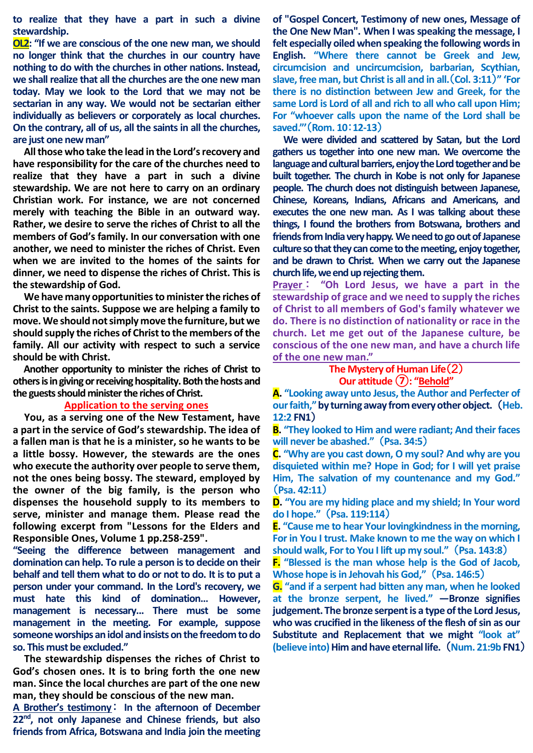to realize that they have a part in such a divine stewardship.

**OL2**: **"If we are conscious of the one new man, we should no longer think that the churches in our country have nothing to do with the churches in other nations. Instead, we shall realize that all the churches are the one new man today. May we look to the Lord that we may not be sectarian in any way. We would not be sectarian either individually as believers or corporately as local churches. On the contrary, all of us, all the saints in all the churches, are just one new man"**

All those who take the lead in the Lord's recovery and have responsibility for the care of the churches need to realize that they have a part in such a divine stewardship. We are not here to carry on an ordinary Christian work. For instance, we are not concerned merely with teaching the Bible in an outward way. Rather, we desire to serve the riches of Christ to all the members of God's family. In our conversation with one another, we need to minister the riches of Christ. Even when we are invited to the homes of the saints for dinner, we need to dispense the riches of Christ. This is the stewardship of God.

We have many opportunities to minister the riches of Christ to the saints. Suppose we are helping a family to move. We should not simply move the furniture, but we should supply the riches of Christ to the members of the family. All our activity with respect to such a service should be with Christ.

Another opportunity to minister the riches of Christ to others is in giving or receiving hospitality. Both the hosts and the guests should minister the riches of Christ.

## Application to the serving ones

You, as a serving one of the New Testament, have a part in the service of God's stewardship. The idea of a fallen man is that he is a minister, so he wants to be a little bossy. However, the stewards are the ones who execute the authority over people to serve them, not the ones being bossy. The steward, employed by the owner of the big family, is the person who dispenses the household supply to its members to serve, minister and manage them. Please read the following excerpt from "Lessons for the Elders and Responsible Ones, Volume 1 pp.258-259".

**"Seeing the difference between management and domination can help. To rule a person is to decide on their behalf and tell them what to do or not to do. It is to put a person under your command. In the Lord's recovery, we must hate this kind of domination… However, management is necessary… There must be some management in the meeting. For example, suppose someone worships an idol and insists on the freedom to do so. This must be excluded."**

The stewardship dispenses the riches of Christ to God's chosen ones. It is to bring forth the one new man. Since the local churches are part of the one new man, they should be conscious of the new man.

**A Brother's testimony**: In the afternoon of December 22nd, not only Japanese and Chinese friends, but also friends from Africa, Botswana and India join the meeting of "Gospel Concert, Testimony of new ones, Message of the One New Man". When I was speaking the message, I felt especially oiled when speaking the following words in English. **"Where there cannot be Greek and Jew, circumcision and uncircumcision, barbarian, Scythian, slave, free man, but Christ is all and in all.(Col. 3:11)" 'For there is no distinction between Jew and Greek, for the same Lord is Lord of all and rich to all who call upon Him; For "whoever calls upon the name of the Lord shall be saved."'(Rom. 10:12-13)**

We were divided and scattered by Satan, but the Lord gathers us together into one new man. We overcome the language and cultural barriers, enjoy the Lord together and be built together. The church in Kobe is not only for Japanese people. The church does not distinguish between Japanese, Chinese, Koreans, Indians, Africans and Americans, and executes the one new man. As I was talking about these things, I found the brothers from Botswana, brothers and friends from India very happy. We need to go out of Japanese culture so that they can come to the meeting, enjoy together, and be drawn to Christ. When we carry out the Japanese church life, we end up rejecting them.

**Prayer**: **"Oh Lord Jesus, we have a part in the stewardship of grace and we need to supply the riches of Christ to all members of God's family whatever we do. There is no distinction of nationality or race in the church. Let me get out of the Japanese culture, be conscious of the one new man, and have a church life of the one new man."**

## The Mystery of Human Life(2)
### Our attitude ⑦: "Behold"

**A.** **"Looking away unto Jesus, the Author and Perfecter of our faith," by turning away from every other object.(Heb. 12:2 FN1)**

**B.** **"They looked to Him and were radiant; And their faces will never be abashed."(Psa. 34:5)**

**C.** **"Why are you cast down, O my soul? And why are you disquieted within me? Hope in God; for I will yet praise Him, The salvation of my countenance and my God."(Psa. 42:11)**

**D.** **"You are my hiding place and my shield; In Your word do I hope."(Psa. 119:114)**

**E.** **"Cause me to hear Your lovingkindness in the morning, For in You I trust. Make known to me the way on which I should walk, For to You I lift up my soul."(Psa. 143:8)**

**F.** **"Blessed is the man whose help is the God of Jacob, Whose hope is in Jehovah his God,"(Psa. 146:5)**

**G.** **"and if a serpent had bitten any man, when he looked at the bronze serpent, he lived." —Bronze signifies judgement. The bronze serpent is a type of the Lord Jesus, who was crucified in the likeness of the flesh of sin as our Substitute and Replacement that we might "look at" (believe into) Him and have eternal life.(Num. 21:9b FN1)**